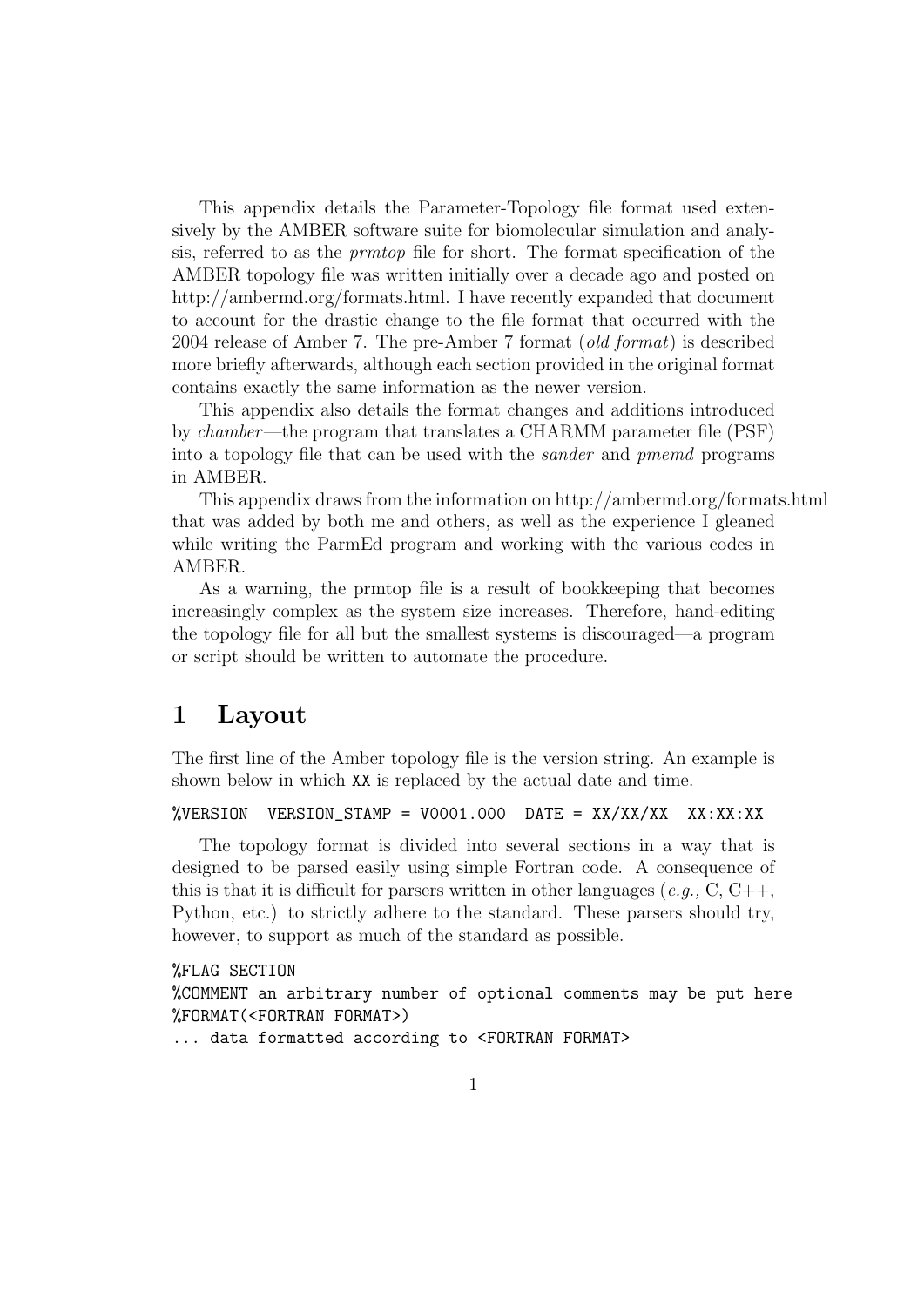This appendix details the Parameter-Topology file format used extensively by the AMBER software suite for biomolecular simulation and analysis, referred to as the *prmtop* file for short. The format specification of the AMBER topology file was written initially over a decade ago and posted on http://ambermd.org/formats.html. I have recently expanded that document to account for the drastic change to the file format that occurred with the 2004 release of Amber 7. The pre-Amber 7 format (*old format*) is described more briefly afterwards, although each section provided in the original format contains exactly the same information as the newer version.

This appendix also details the format changes and additions introduced by *chamber*—the program that translates a CHARMM parameter file (PSF) into a topology file that can be used with the *sander* and *pmemd* programs in AMBER.

This appendix draws from the information on http://ambermd.org/formats.html that was added by both me and others, as well as the experience I gleaned while writing the ParmEd program and working with the various codes in AMBER.

As a warning, the prmtop file is a result of bookkeeping that becomes increasingly complex as the system size increases. Therefore, hand-editing the topology file for all but the smallest systems is discouraged—a program or script should be written to automate the procedure.

# 1 Layout

The first line of the Amber topology file is the version string. An example is shown below in which `XX` is replaced by the actual date and time.

```
%VERSION  VERSION_STAMP = V0001.000  DATE = XX/XX/XX  XX:XX:XX
```

The topology format is divided into several sections in a way that is designed to be parsed easily using simple Fortran code. A consequence of this is that it is difficult for parsers written in other languages (*e.g.,* C, C++, Python, etc.) to strictly adhere to the standard. These parsers should try, however, to support as much of the standard as possible.

```
%FLAG SECTION
%COMMENT an arbitrary number of optional comments may be put here
%FORMAT(<FORTRAN FORMAT>)
... data formatted according to <FORTRAN FORMAT>
```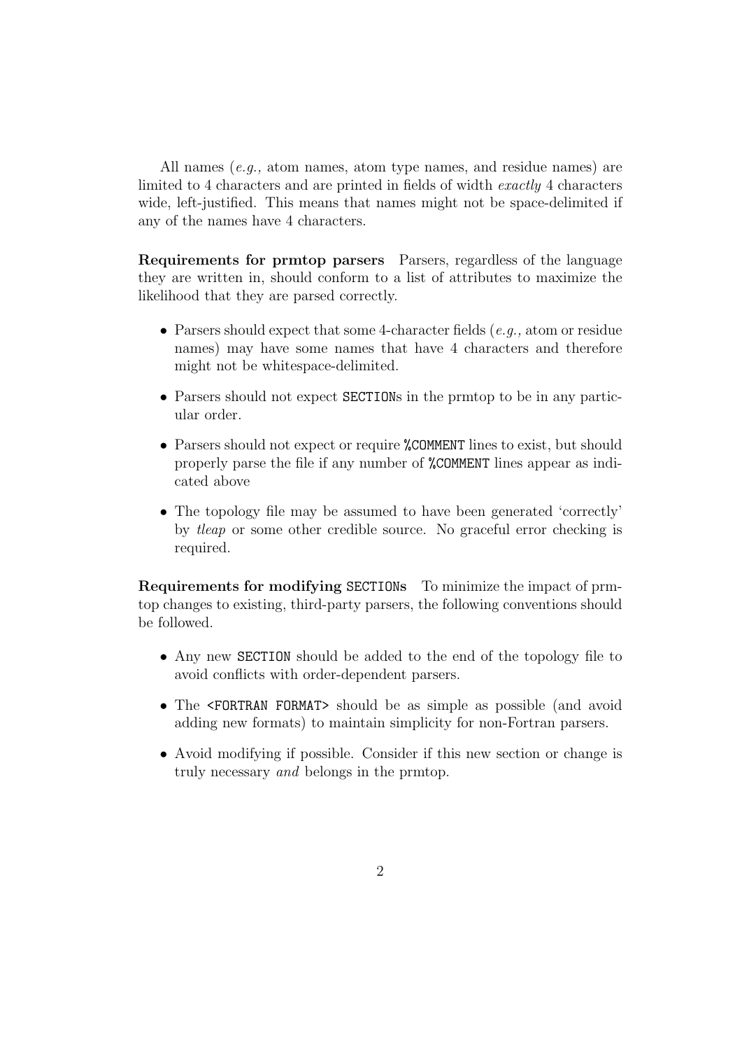All names (*e.g.,* atom names, atom type names, and residue names) are limited to 4 characters and are printed in fields of width *exactly* 4 characters wide, left-justified. This means that names might not be space-delimited if any of the names have 4 characters.

**Requirements for prmtop parsers** Parsers, regardless of the language they are written in, should conform to a list of attributes to maximize the likelihood that they are parsed correctly.

- Parsers should expect that some 4-character fields (*e.g.,* atom or residue names) may have some names that have 4 characters and therefore might not be whitespace-delimited.
- Parsers should not expect `SECTION`s in the prmtop to be in any particular order.
- Parsers should not expect or require `%COMMENT` lines to exist, but should properly parse the file if any number of `%COMMENT` lines appear as indicated above
- The topology file may be assumed to have been generated 'correctly' by *tleap* or some other credible source. No graceful error checking is required.

**Requirements for modifying `SECTION`s** To minimize the impact of prmtop changes to existing, third-party parsers, the following conventions should be followed.

- Any new `SECTION` should be added to the end of the topology file to avoid conflicts with order-dependent parsers.
- The `<FORTRAN FORMAT>` should be as simple as possible (and avoid adding new formats) to maintain simplicity for non-Fortran parsers.
- Avoid modifying if possible. Consider if this new section or change is truly necessary *and* belongs in the prmtop.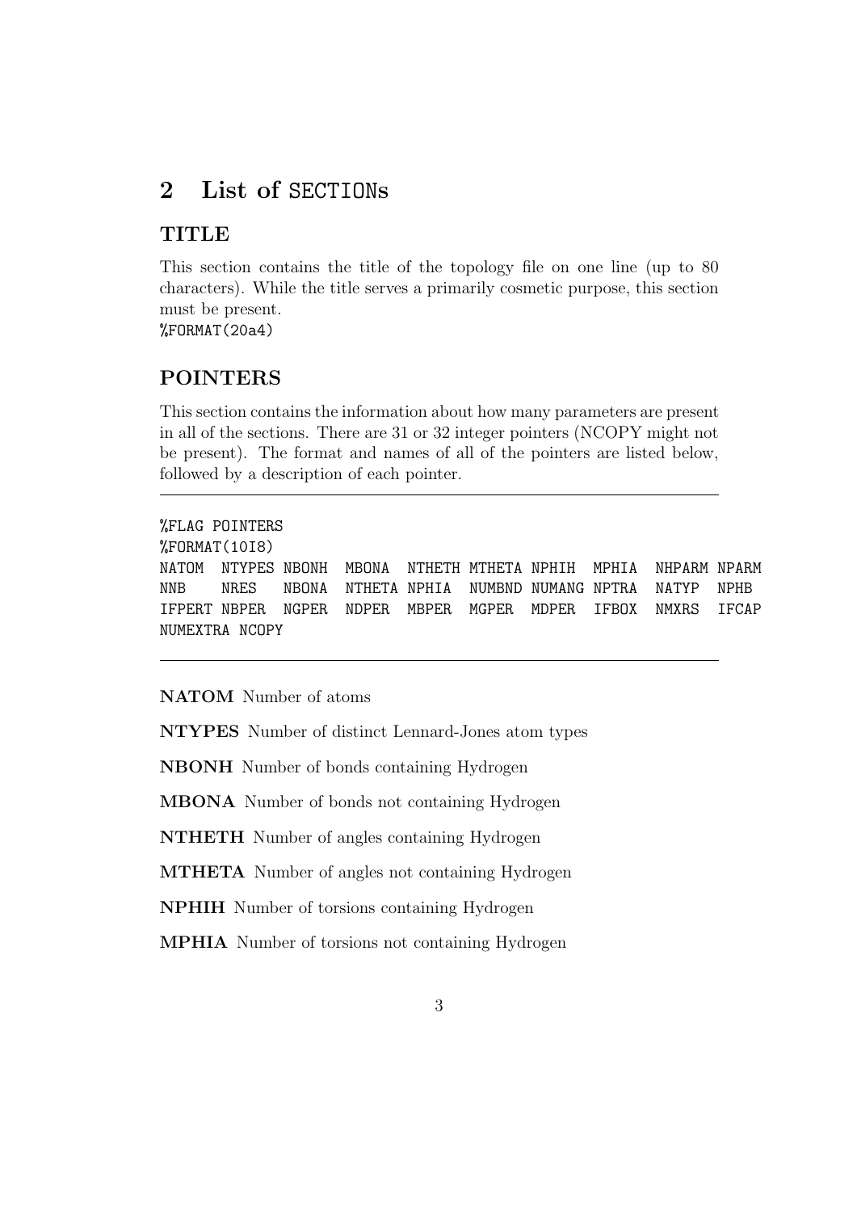## 2 List of SECTIONs

### TITLE

This section contains the title of the topology file on one line (up to 80 characters). While the title serves a primarily cosmetic purpose, this section must be present.
%FORMAT(20a4)

### POINTERS

This section contains the information about how many parameters are present in all of the sections. There are 31 or 32 integer pointers (NCOPY might not be present). The format and names of all of the pointers are listed below, followed by a description of each pointer.

```
%FLAG POINTERS
%FORMAT(10I8)
NATOM  NTYPES NBONH  MBONA  NTHETH MTHETA NPHIH  MPHIA  NHPARM NPARM
NNB    NRES   NBONA  NTHETA NPHIA  NUMBND NUMANG NPTRA  NATYP  NPHB
IFPERT NBPER  NGPER  NDPER  MBPER  MGPER  MDPER  IFBOX  NMXRS  IFCAP
NUMEXTRA NCOPY
```

**NATOM** Number of atoms

**NTYPES** Number of distinct Lennard-Jones atom types

**NBONH** Number of bonds containing Hydrogen

**MBONA** Number of bonds not containing Hydrogen

**NTHETH** Number of angles containing Hydrogen

**MTHETA** Number of angles not containing Hydrogen

**NPHIH** Number of torsions containing Hydrogen

**MPHIA** Number of torsions not containing Hydrogen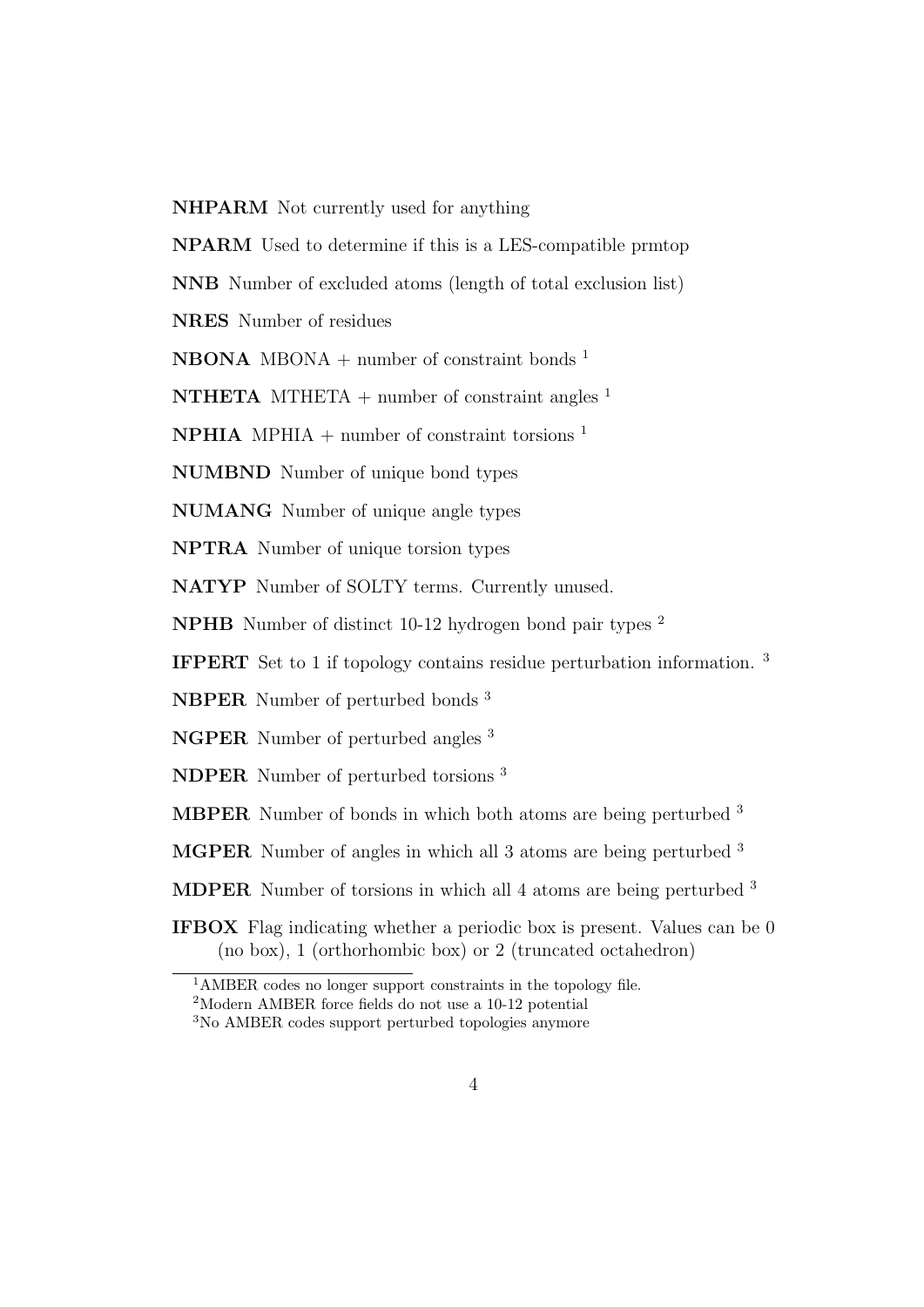**NHPARM** Not currently used for anything

**NPARM** Used to determine if this is a LES-compatible prmtop

**NNB** Number of excluded atoms (length of total exclusion list)

**NRES** Number of residues

**NBONA** MBONA + number of constraint bonds [1]

**NTHETA** MTHETA + number of constraint angles [1]

**NPHIA** MPHIA + number of constraint torsions [1]

**NUMBND** Number of unique bond types

**NUMANG** Number of unique angle types

**NPTRA** Number of unique torsion types

**NATYP** Number of SOLTY terms. Currently unused.

**NPHB** Number of distinct 10-12 hydrogen bond pair types [2]

**IFPERT** Set to 1 if topology contains residue perturbation information. [3]

**NBPER** Number of perturbed bonds [3]

**NGPER** Number of perturbed angles [3]

**NDPER** Number of perturbed torsions [3]

**MBPER** Number of bonds in which both atoms are being perturbed [3]

**MGPER** Number of angles in which all 3 atoms are being perturbed [3]

**MDPER** Number of torsions in which all 4 atoms are being perturbed [3]

**IFBOX** Flag indicating whether a periodic box is present. Values can be 0 (no box), 1 (orthorhombic box) or 2 (truncated octahedron)

---

[1] AMBER codes no longer support constraints in the topology file.

[2] Modern AMBER force fields do not use a 10-12 potential

[3] No AMBER codes support perturbed topologies anymore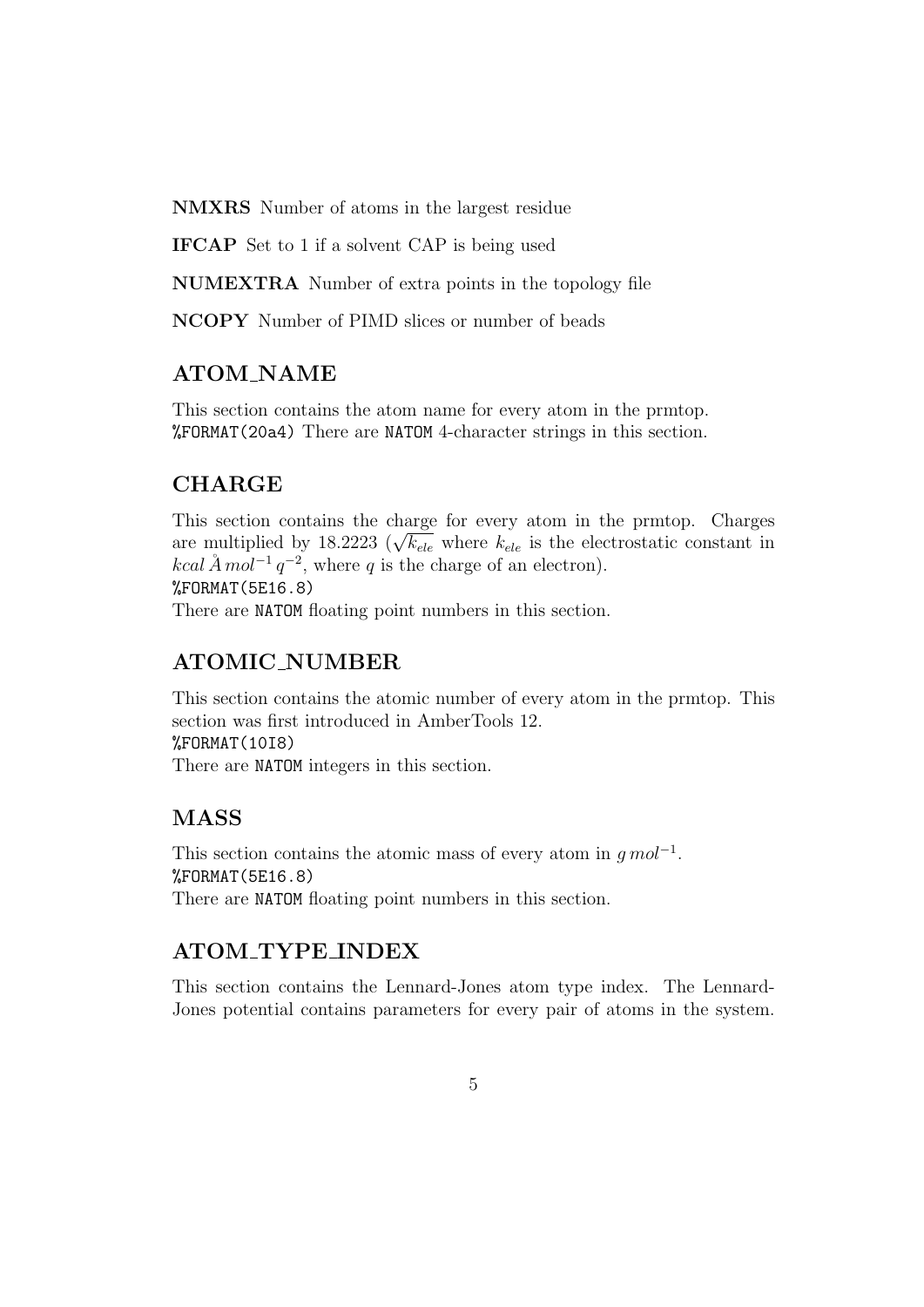**NMXRS** Number of atoms in the largest residue

**IFCAP** Set to 1 if a solvent CAP is being used

**NUMEXTRA** Number of extra points in the topology file

**NCOPY** Number of PIMD slices or number of beads

## ATOM_NAME

This section contains the atom name for every atom in the prmtop.
`%FORMAT(20a4)` There are `NATOM` 4-character strings in this section.

## CHARGE

This section contains the charge for every atom in the prmtop. Charges are multiplied by 18.2223 ($\sqrt{k_{ele}}$ where $k_{ele}$ is the electrostatic constant in $kcal\, \mathring{A}\, mol^{-1}\, q^{-2}$, where $q$ is the charge of an electron).
`%FORMAT(5E16.8)`
There are `NATOM` floating point numbers in this section.

## ATOMIC_NUMBER

This section contains the atomic number of every atom in the prmtop. This section was first introduced in AmberTools 12.
`%FORMAT(10I8)`
There are `NATOM` integers in this section.

## MASS

This section contains the atomic mass of every atom in $g\, mol^{-1}$.
`%FORMAT(5E16.8)`
There are `NATOM` floating point numbers in this section.

## ATOM_TYPE_INDEX

This section contains the Lennard-Jones atom type index. The Lennard-Jones potential contains parameters for every pair of atoms in the system.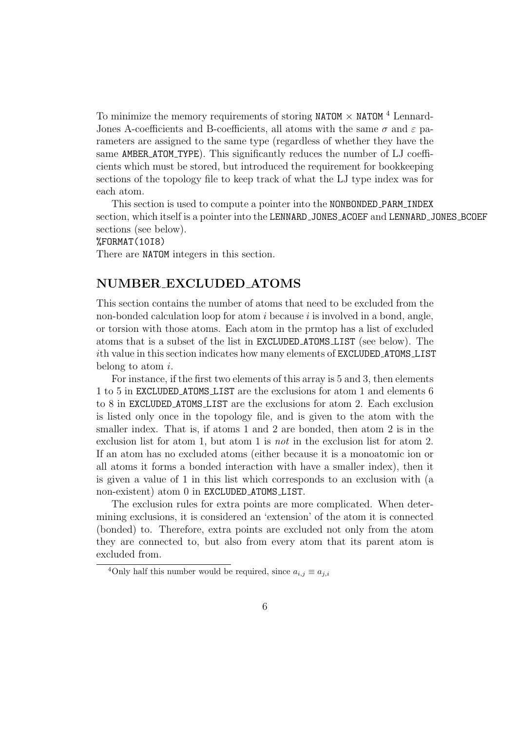To minimize the memory requirements of storing NATOM × NATOM [4] Lennard-Jones A-coefficients and B-coefficients, all atoms with the same $\sigma$ and $\varepsilon$ parameters are assigned to the same type (regardless of whether they have the same AMBER_ATOM_TYPE). This significantly reduces the number of LJ coefficients which must be stored, but introduced the requirement for bookkeeping sections of the topology file to keep track of what the LJ type index was for each atom.

This section is used to compute a pointer into the NONBONDED_PARM_INDEX section, which itself is a pointer into the LENNARD_JONES_ACOEF and LENNARD_JONES_BCOEF sections (see below).

%FORMAT(10I8)

There are NATOM integers in this section.

## NUMBER_EXCLUDED_ATOMS

This section contains the number of atoms that need to be excluded from the non-bonded calculation loop for atom $i$ because $i$ is involved in a bond, angle, or torsion with those atoms. Each atom in the prmtop has a list of excluded atoms that is a subset of the list in EXCLUDED_ATOMS_LIST (see below). The $i$th value in this section indicates how many elements of EXCLUDED_ATOMS_LIST belong to atom $i$.

For instance, if the first two elements of this array is 5 and 3, then elements 1 to 5 in EXCLUDED_ATOMS_LIST are the exclusions for atom 1 and elements 6 to 8 in EXCLUDED_ATOMS_LIST are the exclusions for atom 2. Each exclusion is listed only once in the topology file, and is given to the atom with the smaller index. That is, if atoms 1 and 2 are bonded, then atom 2 is in the exclusion list for atom 1, but atom 1 is *not* in the exclusion list for atom 2. If an atom has no excluded atoms (either because it is a monoatomic ion or all atoms it forms a bonded interaction with have a smaller index), then it is given a value of 1 in this list which corresponds to an exclusion with (a non-existent) atom 0 in EXCLUDED_ATOMS_LIST.

The exclusion rules for extra points are more complicated. When determining exclusions, it is considered an 'extension' of the atom it is connected (bonded) to. Therefore, extra points are excluded not only from the atom they are connected to, but also from every atom that its parent atom is excluded from.

[4] Only half this number would be required, since $a_{i,j} \equiv a_{j,i}$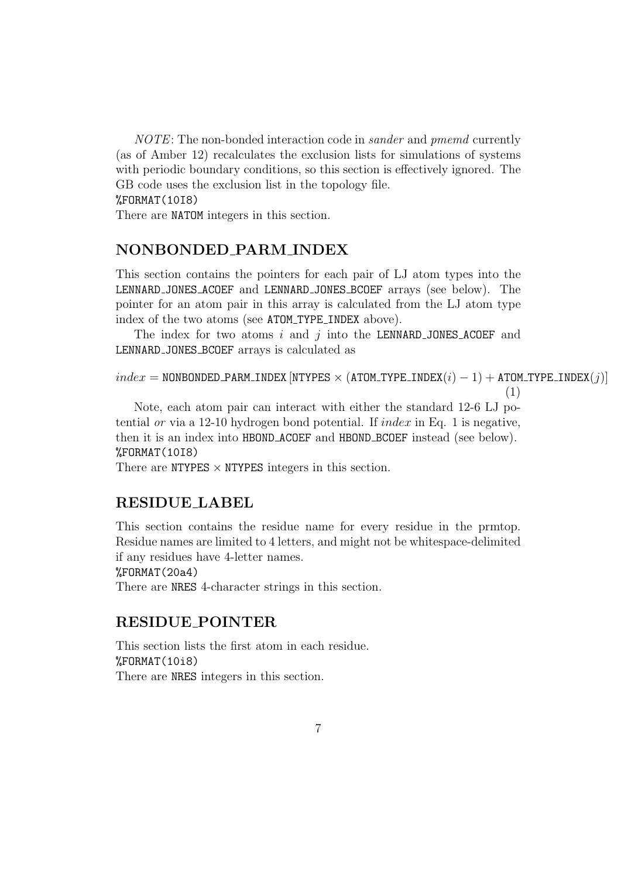*NOTE*: The non-bonded interaction code in *sander* and *pmemd* currently (as of Amber 12) recalculates the exclusion lists for simulations of systems with periodic boundary conditions, so this section is effectively ignored. The GB code uses the exclusion list in the topology file.
%FORMAT(10I8)
There are NATOM integers in this section.

## NONBONDED_PARM_INDEX

This section contains the pointers for each pair of LJ atom types into the LENNARD_JONES_ACOEF and LENNARD_JONES_BCOEF arrays (see below). The pointer for an atom pair in this array is calculated from the LJ atom type index of the two atoms (see ATOM_TYPE_INDEX above).

The index for two atoms $i$ and $j$ into the LENNARD_JONES_ACOEF and LENNARD_JONES_BCOEF arrays is calculated as

$$index = \texttt{NONBONDED\_PARM\_INDEX}\left[\texttt{NTYPES} \times (\texttt{ATOM\_TYPE\_INDEX}(i) - 1) + \texttt{ATOM\_TYPE\_INDEX}(j)\right] \quad (1)$$

Note, each atom pair can interact with either the standard 12-6 LJ potential *or* via a 12-10 hydrogen bond potential. If *index* in Eq. 1 is negative, then it is an index into HBOND_ACOEF and HBOND_BCOEF instead (see below).
%FORMAT(10I8)
There are NTYPES × NTYPES integers in this section.

## RESIDUE_LABEL

This section contains the residue name for every residue in the prmtop. Residue names are limited to 4 letters, and might not be whitespace-delimited if any residues have 4-letter names.
%FORMAT(20a4)
There are NRES 4-character strings in this section.

## RESIDUE_POINTER

This section lists the first atom in each residue.
%FORMAT(10i8)
There are NRES integers in this section.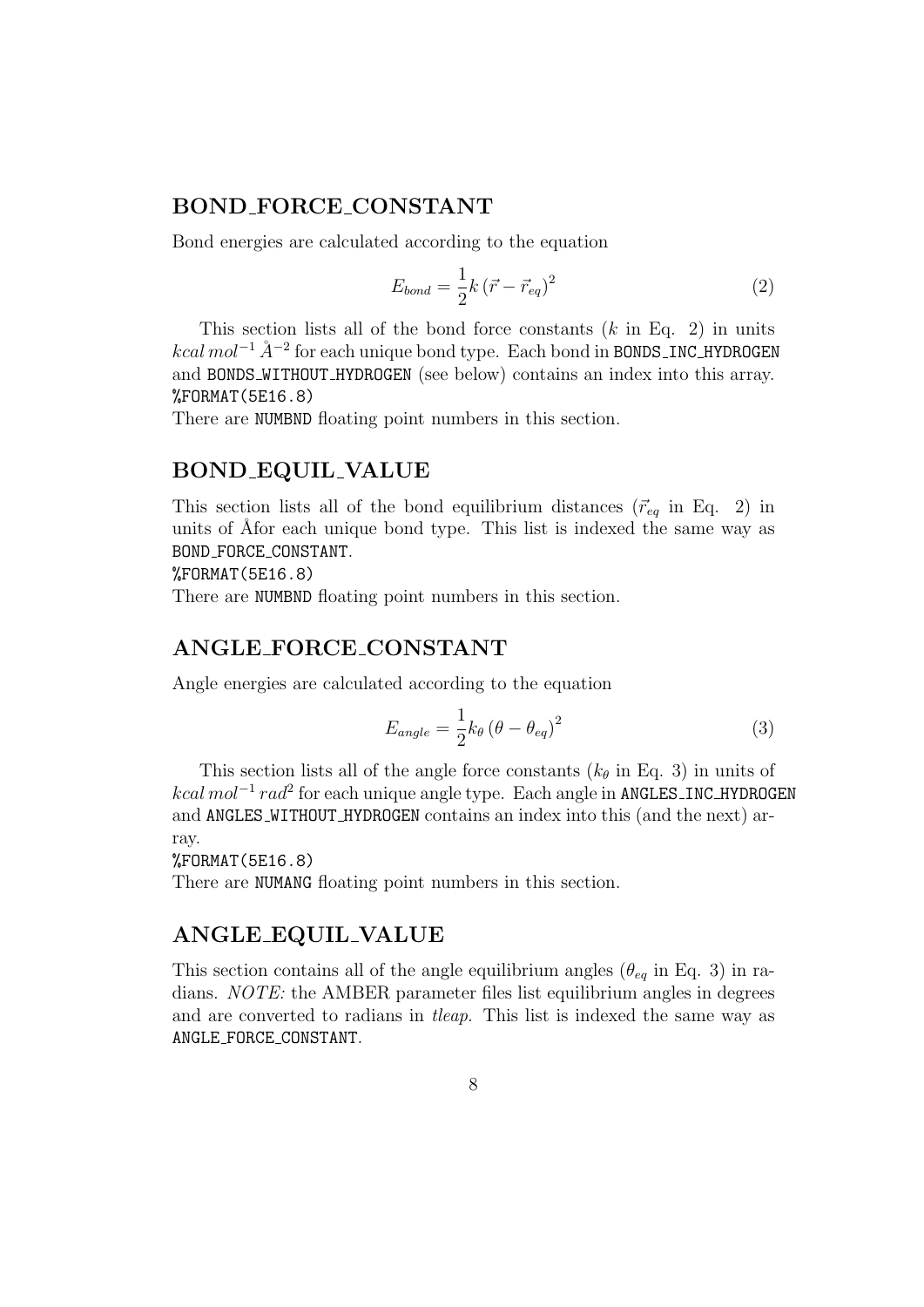## BOND_FORCE_CONSTANT

Bond energies are calculated according to the equation

$$E_{bond} = \frac{1}{2} k \left( \vec{r} - \vec{r}_{eq} \right)^2 \tag{2}$$

This section lists all of the bond force constants ($k$ in Eq. 2) in units $kcal\, mol^{-1}\, \AA^{-2}$ for each unique bond type. Each bond in BONDS_INC_HYDROGEN and BONDS_WITHOUT_HYDROGEN (see below) contains an index into this array.
%FORMAT(5E16.8)
There are NUMBND floating point numbers in this section.

## BOND_EQUIL_VALUE

This section lists all of the bond equilibrium distances ($\vec{r}_{eq}$ in Eq. 2) in units of Åfor each unique bond type. This list is indexed the same way as BOND_FORCE_CONSTANT.
%FORMAT(5E16.8)
There are NUMBND floating point numbers in this section.

## ANGLE_FORCE_CONSTANT

Angle energies are calculated according to the equation

$$E_{angle} = \frac{1}{2} k_\theta \left( \theta - \theta_{eq} \right)^2 \tag{3}$$

This section lists all of the angle force constants ($k_\theta$ in Eq. 3) in units of $kcal\, mol^{-1}\, rad^2$ for each unique angle type. Each angle in ANGLES_INC_HYDROGEN and ANGLES_WITHOUT_HYDROGEN contains an index into this (and the next) array.
%FORMAT(5E16.8)
There are NUMANG floating point numbers in this section.

## ANGLE_EQUIL_VALUE

This section contains all of the angle equilibrium angles ($\theta_{eq}$ in Eq. 3) in radians. *NOTE:* the AMBER parameter files list equilibrium angles in degrees and are converted to radians in *tleap*. This list is indexed the same way as ANGLE_FORCE_CONSTANT.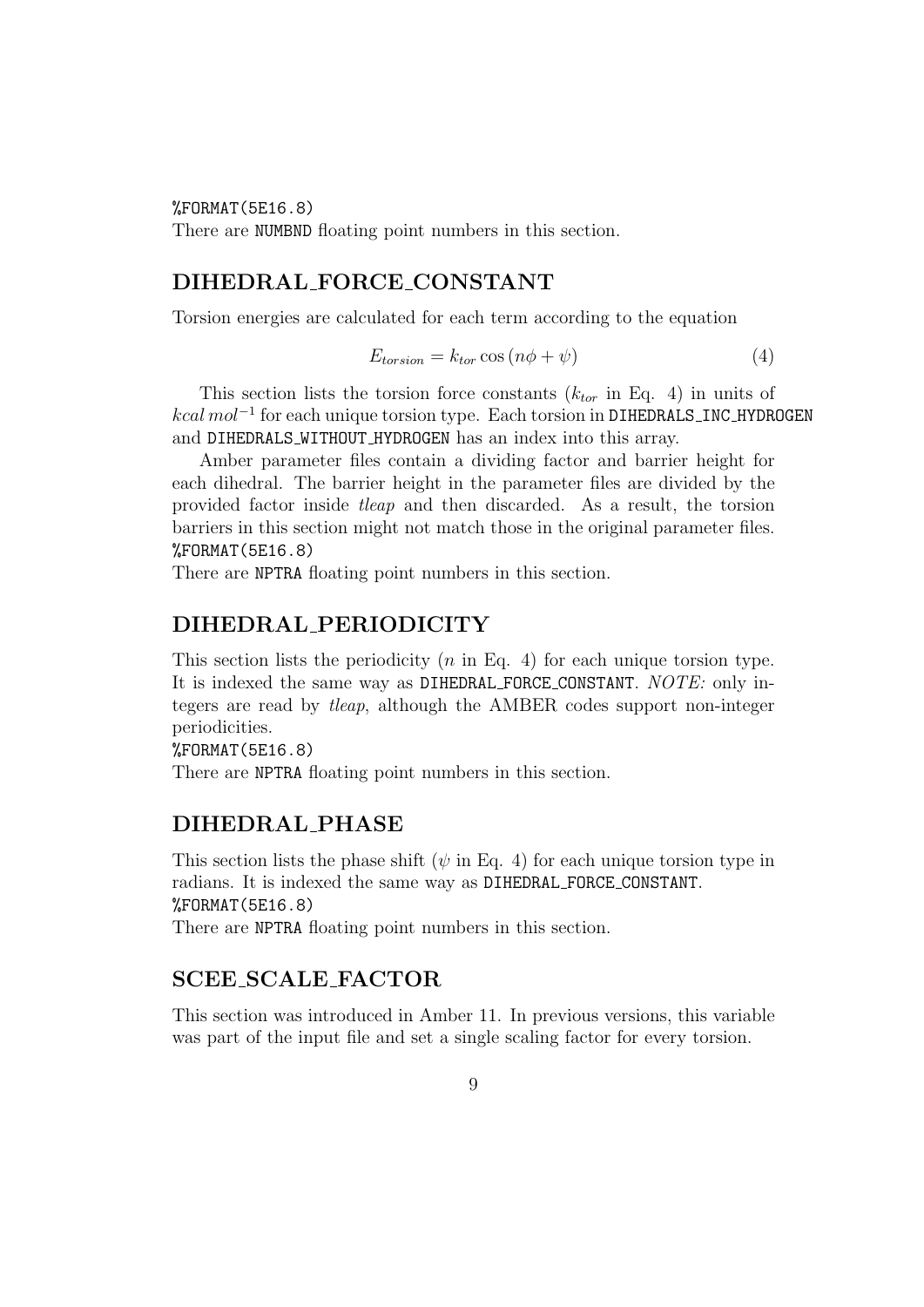%FORMAT(5E16.8)
There are NUMBND floating point numbers in this section.

## DIHEDRAL_FORCE_CONSTANT

Torsion energies are calculated for each term according to the equation

$$E_{torsion} = k_{tor} \cos(n\phi + \psi) \tag{4}$$

This section lists the torsion force constants ($k_{tor}$ in Eq. 4) in units of $kcal\,mol^{-1}$ for each unique torsion type. Each torsion in DIHEDRALS_INC_HYDROGEN and DIHEDRALS_WITHOUT_HYDROGEN has an index into this array.

Amber parameter files contain a dividing factor and barrier height for each dihedral. The barrier height in the parameter files are divided by the provided factor inside *tleap* and then discarded. As a result, the torsion barriers in this section might not match those in the original parameter files.
%FORMAT(5E16.8)
There are NPTRA floating point numbers in this section.

## DIHEDRAL_PERIODICITY

This section lists the periodicity ($n$ in Eq. 4) for each unique torsion type. It is indexed the same way as DIHEDRAL_FORCE_CONSTANT. *NOTE:* only integers are read by *tleap*, although the AMBER codes support non-integer periodicities.
%FORMAT(5E16.8)
There are NPTRA floating point numbers in this section.

## DIHEDRAL_PHASE

This section lists the phase shift ($\psi$ in Eq. 4) for each unique torsion type in radians. It is indexed the same way as DIHEDRAL_FORCE_CONSTANT.
%FORMAT(5E16.8)
There are NPTRA floating point numbers in this section.

## SCEE_SCALE_FACTOR

This section was introduced in Amber 11. In previous versions, this variable was part of the input file and set a single scaling factor for every torsion.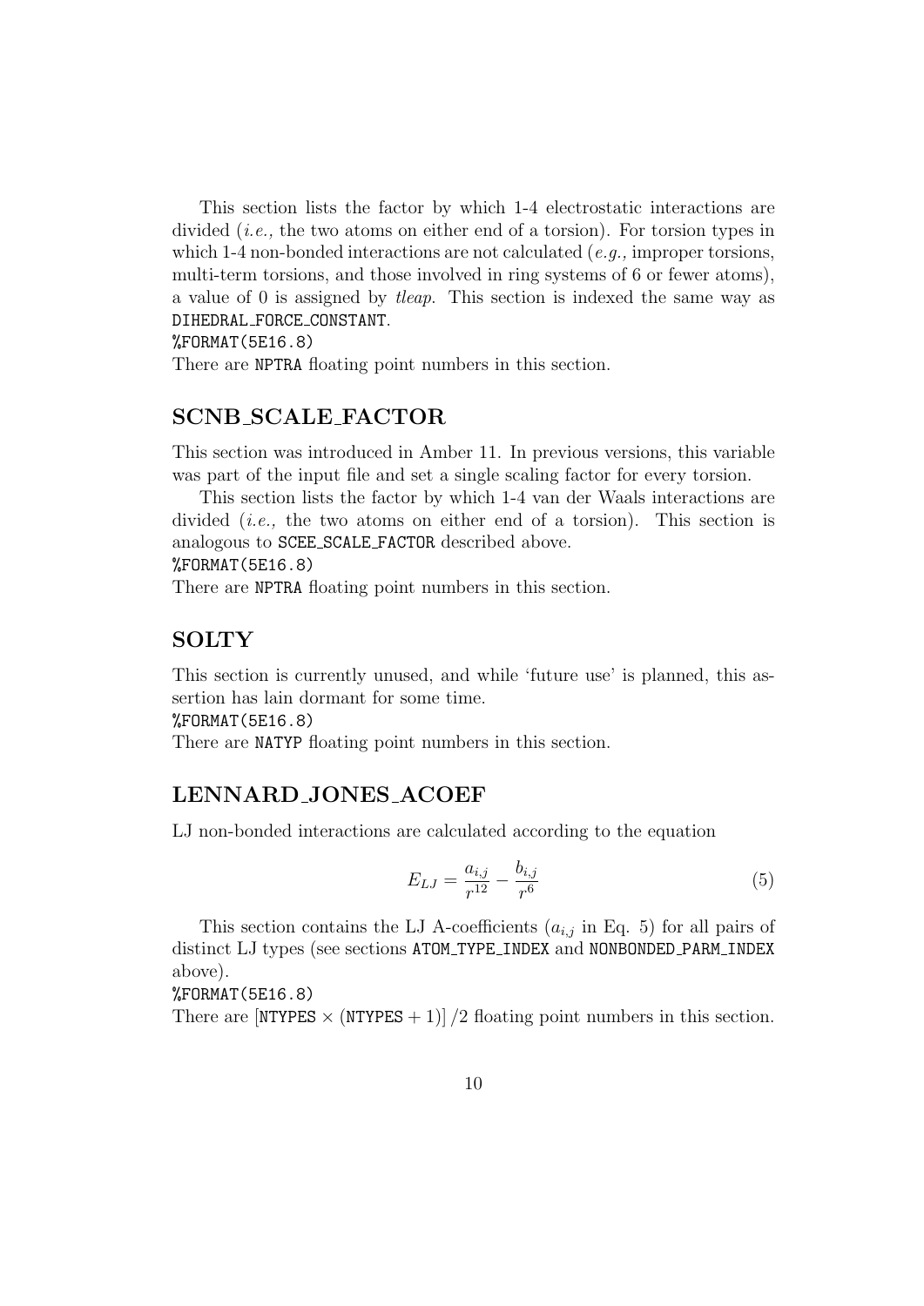This section lists the factor by which 1-4 electrostatic interactions are divided (*i.e.,* the two atoms on either end of a torsion). For torsion types in which 1-4 non-bonded interactions are not calculated (*e.g.,* improper torsions, multi-term torsions, and those involved in ring systems of 6 or fewer atoms), a value of 0 is assigned by *tleap.* This section is indexed the same way as `DIHEDRAL_FORCE_CONSTANT`.
`%FORMAT(5E16.8)`
There are `NPTRA` floating point numbers in this section.

## SCNB_SCALE_FACTOR

This section was introduced in Amber 11. In previous versions, this variable was part of the input file and set a single scaling factor for every torsion.

This section lists the factor by which 1-4 van der Waals interactions are divided (*i.e.,* the two atoms on either end of a torsion). This section is analogous to `SCEE_SCALE_FACTOR` described above.
`%FORMAT(5E16.8)`
There are `NPTRA` floating point numbers in this section.

## SOLTY

This section is currently unused, and while 'future use' is planned, this assertion has lain dormant for some time.
`%FORMAT(5E16.8)`
There are `NATYP` floating point numbers in this section.

## LENNARD_JONES_ACOEF

LJ non-bonded interactions are calculated according to the equation

$$E_{LJ} = \frac{a_{i,j}}{r^{12}} - \frac{b_{i,j}}{r^6} \tag{5}$$

This section contains the LJ A-coefficients ($a_{i,j}$ in Eq. 5) for all pairs of distinct LJ types (see sections `ATOM_TYPE_INDEX` and `NONBONDED_PARM_INDEX` above).
`%FORMAT(5E16.8)`
There are $[\texttt{NTYPES} \times (\texttt{NTYPES} + 1)]/2$ floating point numbers in this section.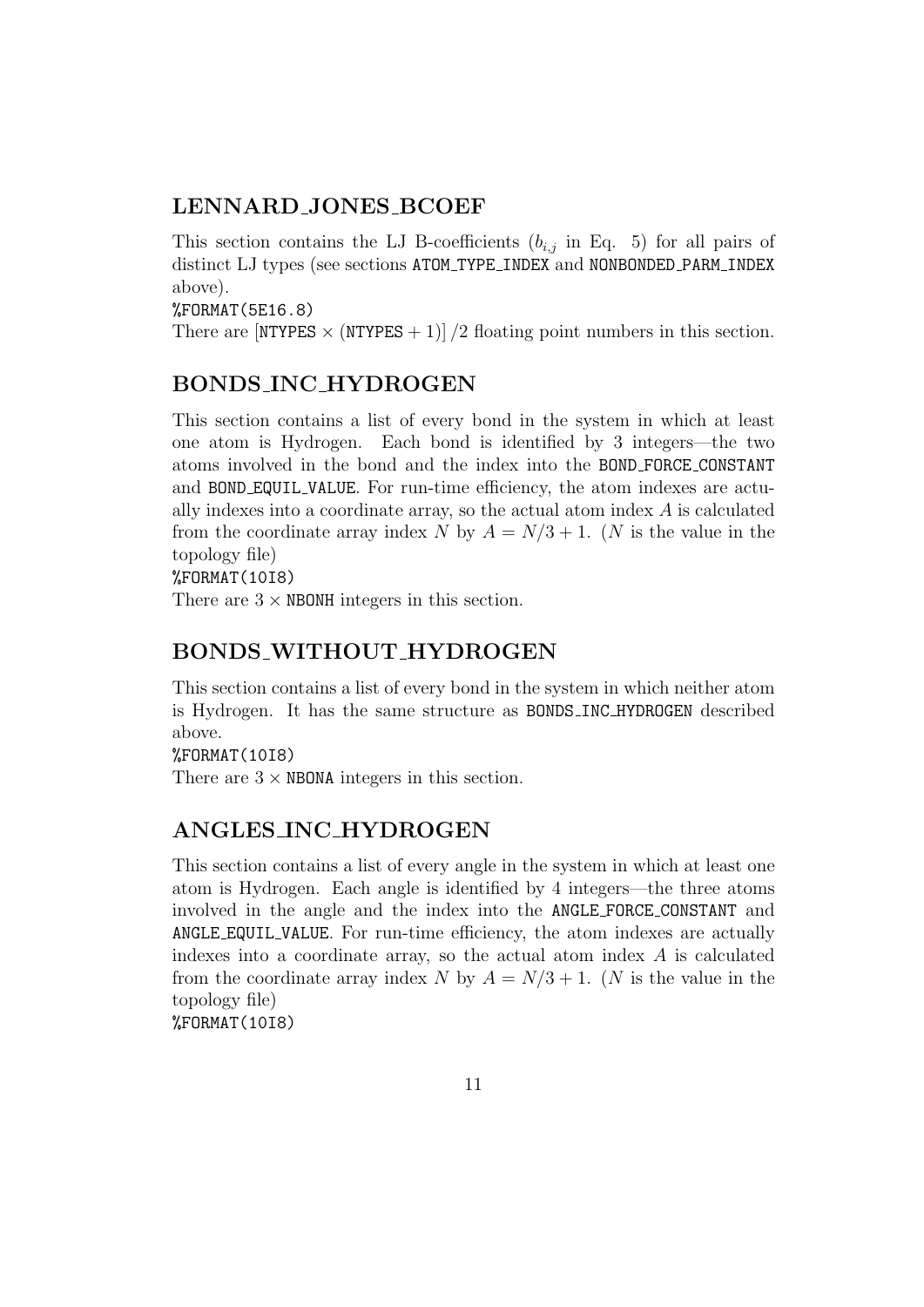## LENNARD_JONES_BCOEF

This section contains the LJ B-coefficients ($b_{i,j}$ in Eq. 5) for all pairs of distinct LJ types (see sections ATOM_TYPE_INDEX and NONBONDED_PARM_INDEX above).

%FORMAT(5E16.8)

There are $[\texttt{NTYPES} \times (\texttt{NTYPES} + 1)] / 2$ floating point numbers in this section.

## BONDS_INC_HYDROGEN

This section contains a list of every bond in the system in which at least one atom is Hydrogen. Each bond is identified by 3 integers—the two atoms involved in the bond and the index into the BOND_FORCE_CONSTANT and BOND_EQUIL_VALUE. For run-time efficiency, the atom indexes are actually indexes into a coordinate array, so the actual atom index $A$ is calculated from the coordinate array index $N$ by $A = N/3 + 1$. ($N$ is the value in the topology file)

%FORMAT(10I8)

There are $3 \times \texttt{NBONH}$ integers in this section.

## BONDS_WITHOUT_HYDROGEN

This section contains a list of every bond in the system in which neither atom is Hydrogen. It has the same structure as BONDS_INC_HYDROGEN described above.

%FORMAT(10I8)

There are $3 \times \texttt{NBONA}$ integers in this section.

## ANGLES_INC_HYDROGEN

This section contains a list of every angle in the system in which at least one atom is Hydrogen. Each angle is identified by 4 integers—the three atoms involved in the angle and the index into the ANGLE_FORCE_CONSTANT and ANGLE_EQUIL_VALUE. For run-time efficiency, the atom indexes are actually indexes into a coordinate array, so the actual atom index $A$ is calculated from the coordinate array index $N$ by $A = N/3 + 1$. ($N$ is the value in the topology file)

%FORMAT(10I8)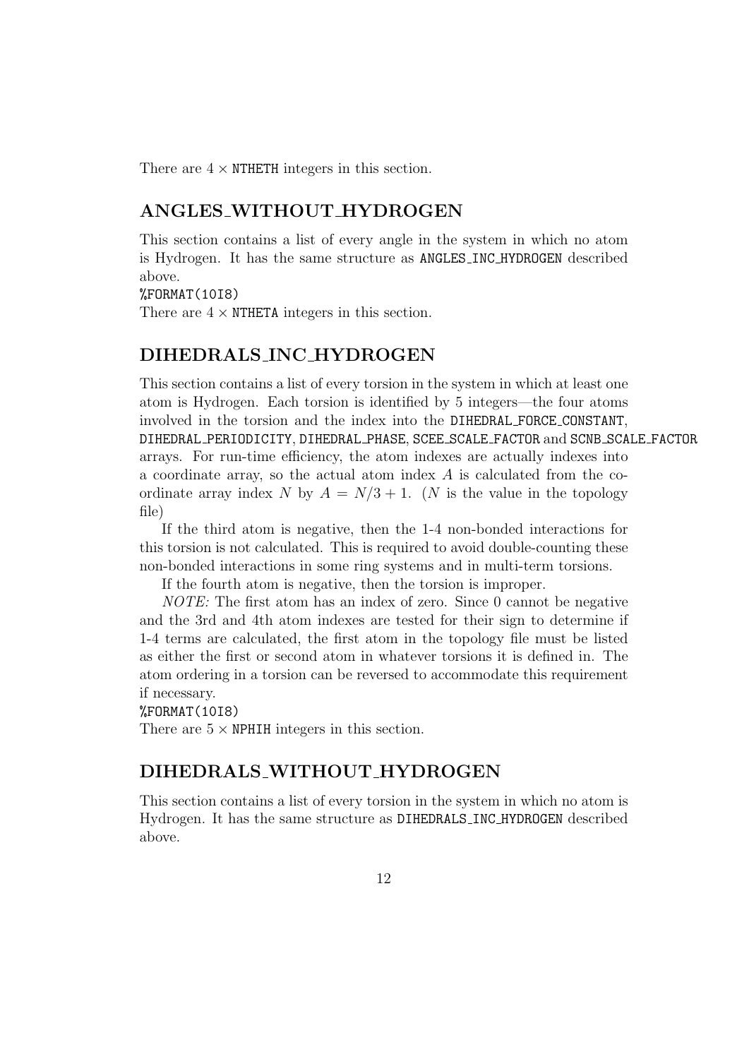There are $4 \times$ NTHETH integers in this section.

## ANGLES_WITHOUT_HYDROGEN

This section contains a list of every angle in the system in which no atom is Hydrogen. It has the same structure as ANGLES_INC_HYDROGEN described above.

%FORMAT(10I8)

There are $4 \times$ NTHETA integers in this section.

## DIHEDRALS_INC_HYDROGEN

This section contains a list of every torsion in the system in which at least one atom is Hydrogen. Each torsion is identified by 5 integers—the four atoms involved in the torsion and the index into the DIHEDRAL_FORCE_CONSTANT, DIHEDRAL_PERIODICITY, DIHEDRAL_PHASE, SCEE_SCALE_FACTOR and SCNB_SCALE_FACTOR arrays. For run-time efficiency, the atom indexes are actually indexes into a coordinate array, so the actual atom index $A$ is calculated from the coordinate array index $N$ by $A = N/3 + 1$. ($N$ is the value in the topology file)

If the third atom is negative, then the 1-4 non-bonded interactions for this torsion is not calculated. This is required to avoid double-counting these non-bonded interactions in some ring systems and in multi-term torsions.

If the fourth atom is negative, then the torsion is improper.

*NOTE:* The first atom has an index of zero. Since 0 cannot be negative and the 3rd and 4th atom indexes are tested for their sign to determine if 1-4 terms are calculated, the first atom in the topology file must be listed as either the first or second atom in whatever torsions it is defined in. The atom ordering in a torsion can be reversed to accommodate this requirement if necessary.

%FORMAT(10I8)

There are $5 \times$ NPHIH integers in this section.

## DIHEDRALS_WITHOUT_HYDROGEN

This section contains a list of every torsion in the system in which no atom is Hydrogen. It has the same structure as DIHEDRALS_INC_HYDROGEN described above.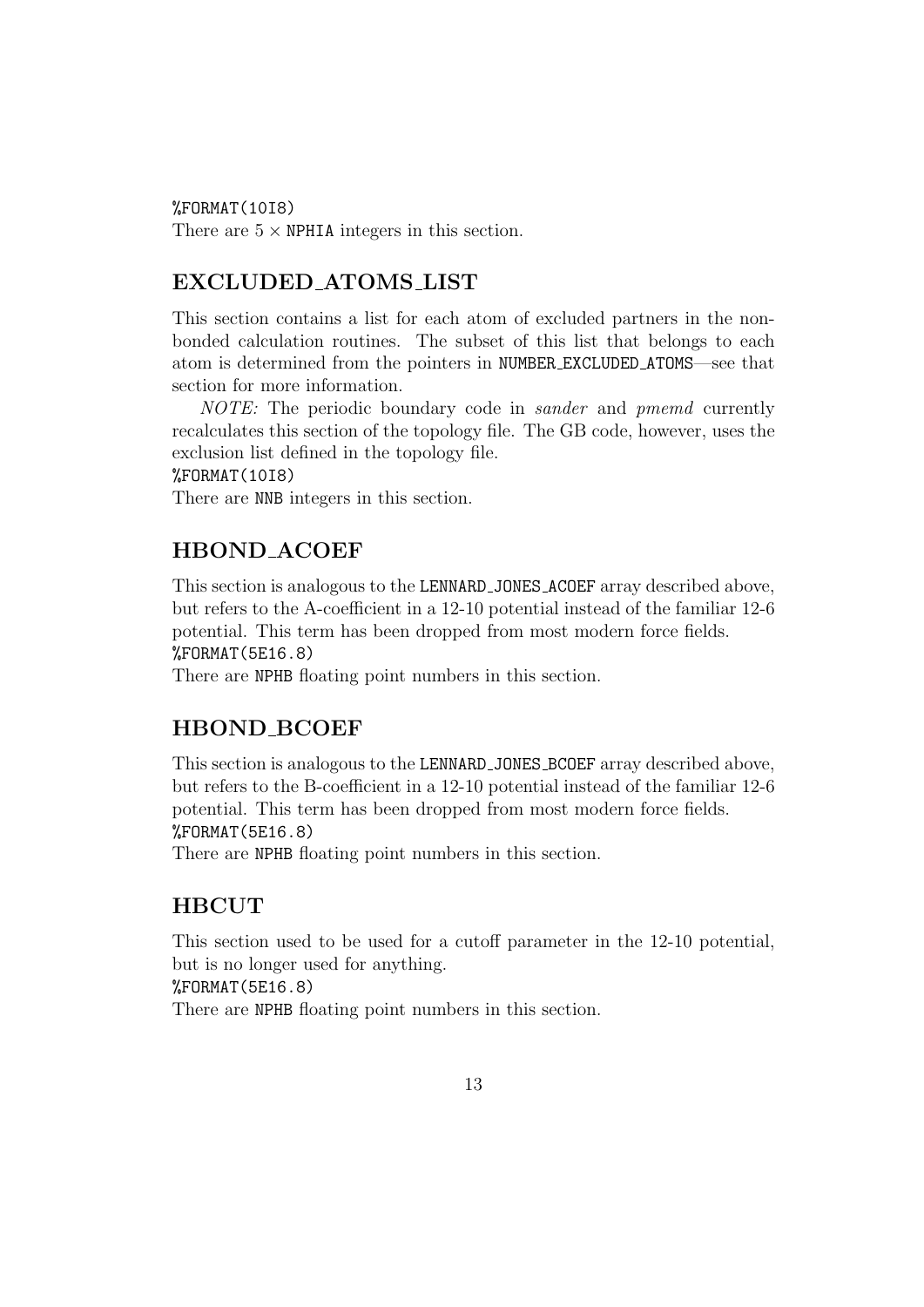%FORMAT(10I8)
There are $5 \times$ NPHIA integers in this section.

## EXCLUDED_ATOMS_LIST

This section contains a list for each atom of excluded partners in the non-bonded calculation routines. The subset of this list that belongs to each atom is determined from the pointers in NUMBER_EXCLUDED_ATOMS—see that section for more information.

*NOTE:* The periodic boundary code in *sander* and *pmemd* currently recalculates this section of the topology file. The GB code, however, uses the exclusion list defined in the topology file.
%FORMAT(10I8)
There are NNB integers in this section.

## HBOND_ACOEF

This section is analogous to the LENNARD_JONES_ACOEF array described above, but refers to the A-coefficient in a 12-10 potential instead of the familiar 12-6 potential. This term has been dropped from most modern force fields.
%FORMAT(5E16.8)
There are NPHB floating point numbers in this section.

## HBOND_BCOEF

This section is analogous to the LENNARD_JONES_BCOEF array described above, but refers to the B-coefficient in a 12-10 potential instead of the familiar 12-6 potential. This term has been dropped from most modern force fields.
%FORMAT(5E16.8)
There are NPHB floating point numbers in this section.

## HBCUT

This section used to be used for a cutoff parameter in the 12-10 potential, but is no longer used for anything.
%FORMAT(5E16.8)
There are NPHB floating point numbers in this section.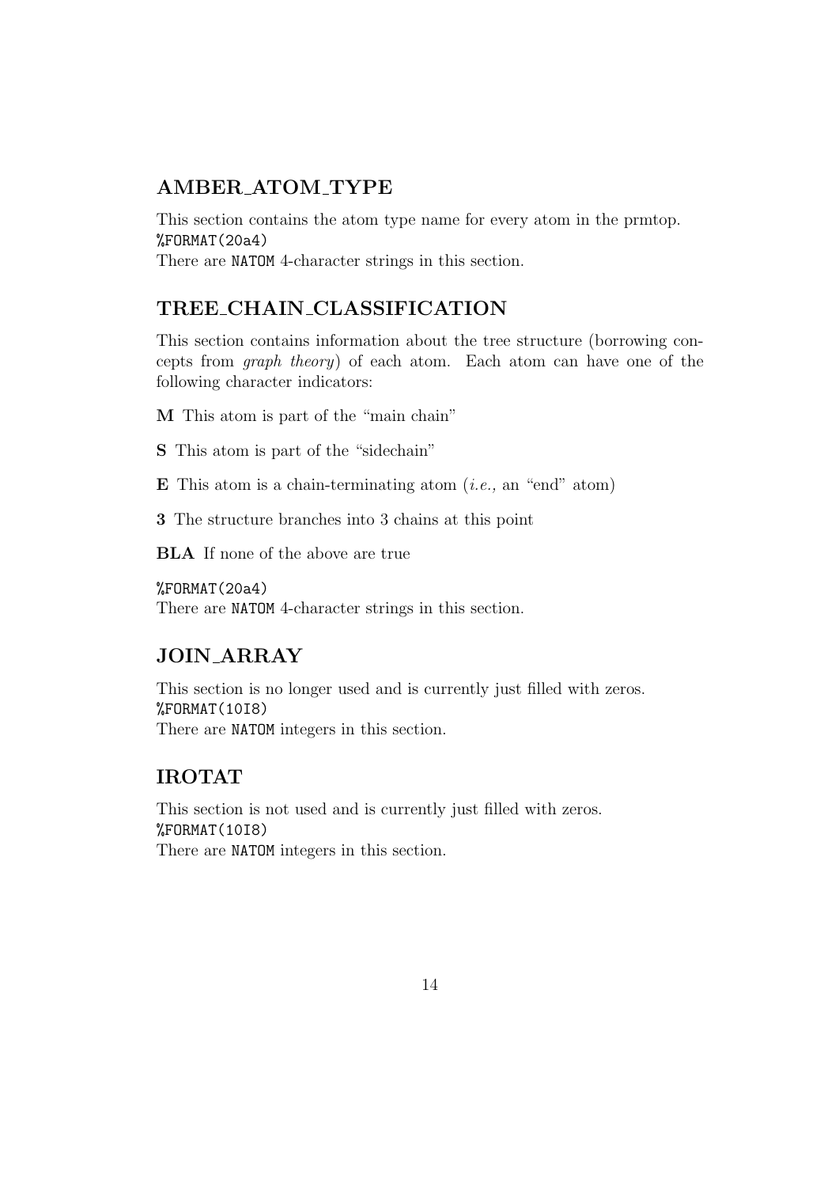## AMBER_ATOM_TYPE

This section contains the atom type name for every atom in the prmtop.
`%FORMAT(20a4)`
There are `NATOM` 4-character strings in this section.

## TREE_CHAIN_CLASSIFICATION

This section contains information about the tree structure (borrowing concepts from *graph theory*) of each atom. Each atom can have one of the following character indicators:

**M** This atom is part of the "main chain"

**S** This atom is part of the "sidechain"

**E** This atom is a chain-terminating atom (*i.e.,* an "end" atom)

**3** The structure branches into 3 chains at this point

**BLA** If none of the above are true

`%FORMAT(20a4)`
There are `NATOM` 4-character strings in this section.

## JOIN_ARRAY

This section is no longer used and is currently just filled with zeros.
`%FORMAT(10I8)`
There are `NATOM` integers in this section.

## IROTAT

This section is not used and is currently just filled with zeros.
`%FORMAT(10I8)`
There are `NATOM` integers in this section.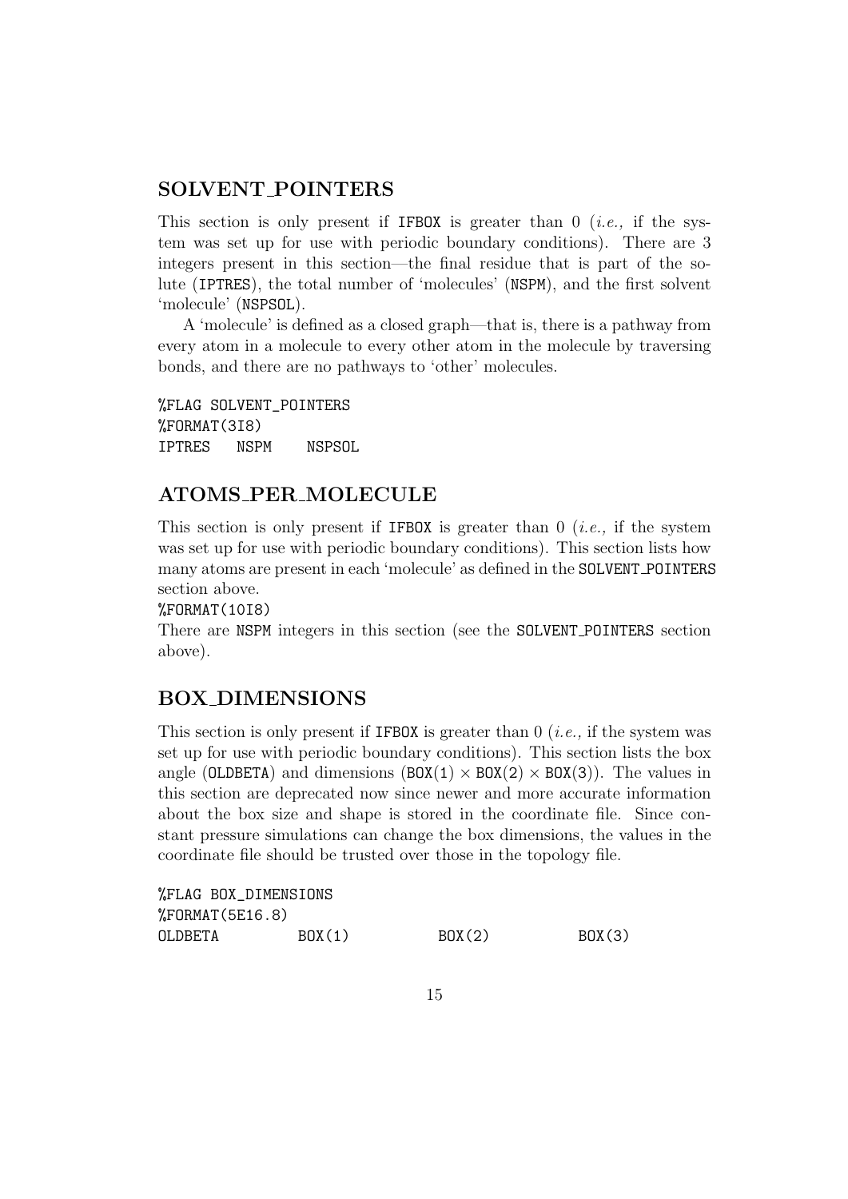## SOLVENT_POINTERS

This section is only present if `IFBOX` is greater than 0 (*i.e.,* if the system was set up for use with periodic boundary conditions). There are 3 integers present in this section—the final residue that is part of the solute (`IPTRES`), the total number of 'molecules' (`NSPM`), and the first solvent 'molecule' (`NSPSOL`).

A 'molecule' is defined as a closed graph—that is, there is a pathway from every atom in a molecule to every other atom in the molecule by traversing bonds, and there are no pathways to 'other' molecules.

```
%FLAG SOLVENT_POINTERS
%FORMAT(3I8)
IPTRES   NSPM    NSPSOL
```

## ATOMS_PER_MOLECULE

This section is only present if `IFBOX` is greater than 0 (*i.e.,* if the system was set up for use with periodic boundary conditions). This section lists how many atoms are present in each 'molecule' as defined in the `SOLVENT_POINTERS` section above.

`%FORMAT(10I8)`

There are `NSPM` integers in this section (see the `SOLVENT_POINTERS` section above).

## BOX_DIMENSIONS

This section is only present if `IFBOX` is greater than 0 (*i.e.,* if the system was set up for use with periodic boundary conditions). This section lists the box angle (`OLDBETA`) and dimensions (`BOX(1)` × `BOX(2)` × `BOX(3)`). The values in this section are deprecated now since newer and more accurate information about the box size and shape is stored in the coordinate file. Since constant pressure simulations can change the box dimensions, the values in the coordinate file should be trusted over those in the topology file.

```
%FLAG BOX_DIMENSIONS
%FORMAT(5E16.8)
OLDBETA         BOX(1)          BOX(2)          BOX(3)
```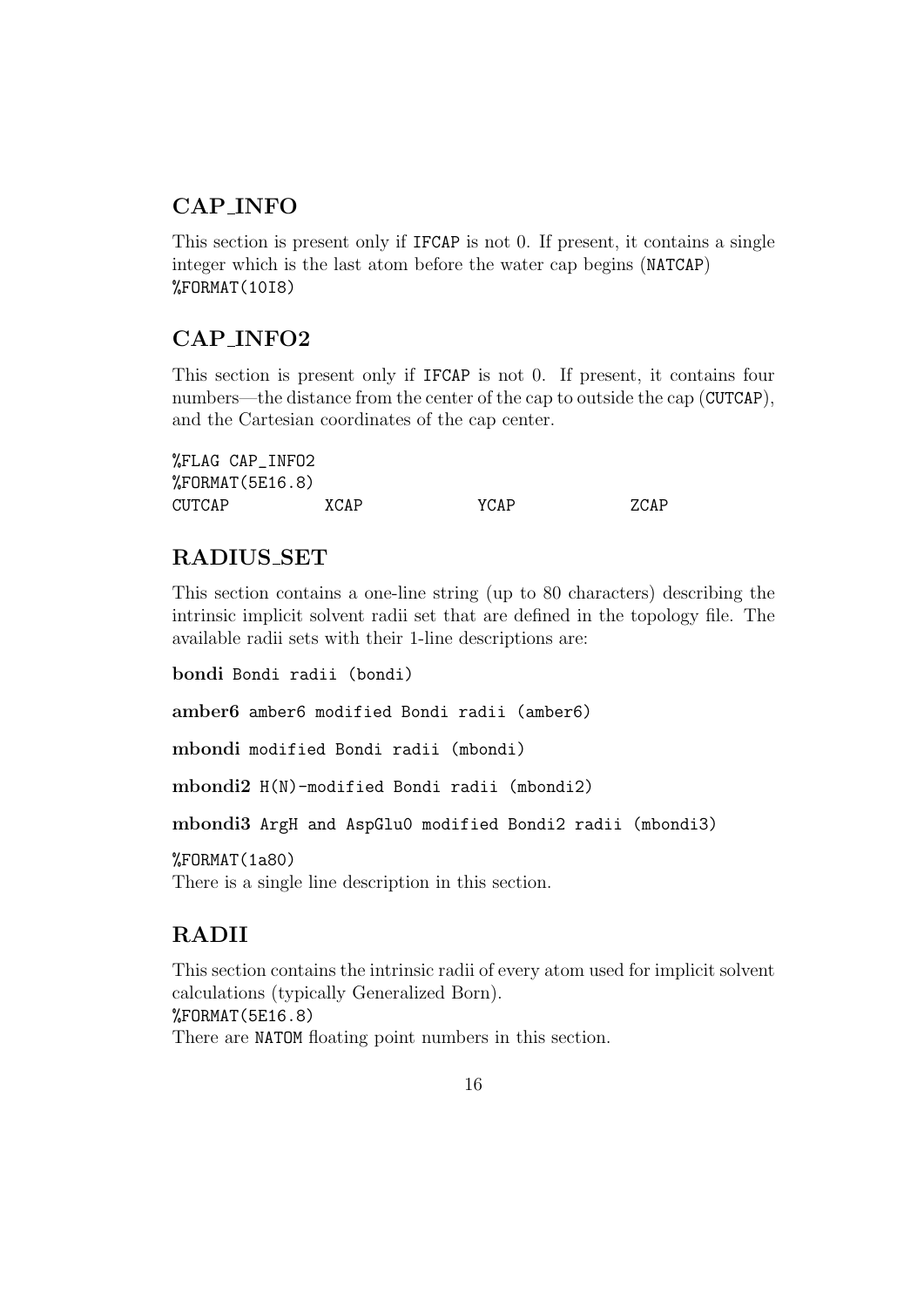## CAP_INFO

This section is present only if `IFCAP` is not 0. If present, it contains a single integer which is the last atom before the water cap begins (`NATCAP`)
`%FORMAT(10I8)`

## CAP_INFO2

This section is present only if `IFCAP` is not 0. If present, it contains four numbers—the distance from the center of the cap to outside the cap (`CUTCAP`), and the Cartesian coordinates of the cap center.

```
%FLAG CAP_INFO2
%FORMAT(5E16.8)
CUTCAP          XCAP            YCAP            ZCAP
```

## RADIUS_SET

This section contains a one-line string (up to 80 characters) describing the intrinsic implicit solvent radii set that are defined in the topology file. The available radii sets with their 1-line descriptions are:

**bondi** `Bondi radii (bondi)`

**amber6** `amber6 modified Bondi radii (amber6)`

**mbondi** `modified Bondi radii (mbondi)`

**mbondi2** `H(N)-modified Bondi radii (mbondi2)`

**mbondi3** `ArgH and AspGlu0 modified Bondi2 radii (mbondi3)`

`%FORMAT(1a80)`
There is a single line description in this section.

## RADII

This section contains the intrinsic radii of every atom used for implicit solvent calculations (typically Generalized Born).
`%FORMAT(5E16.8)`
There are `NATOM` floating point numbers in this section.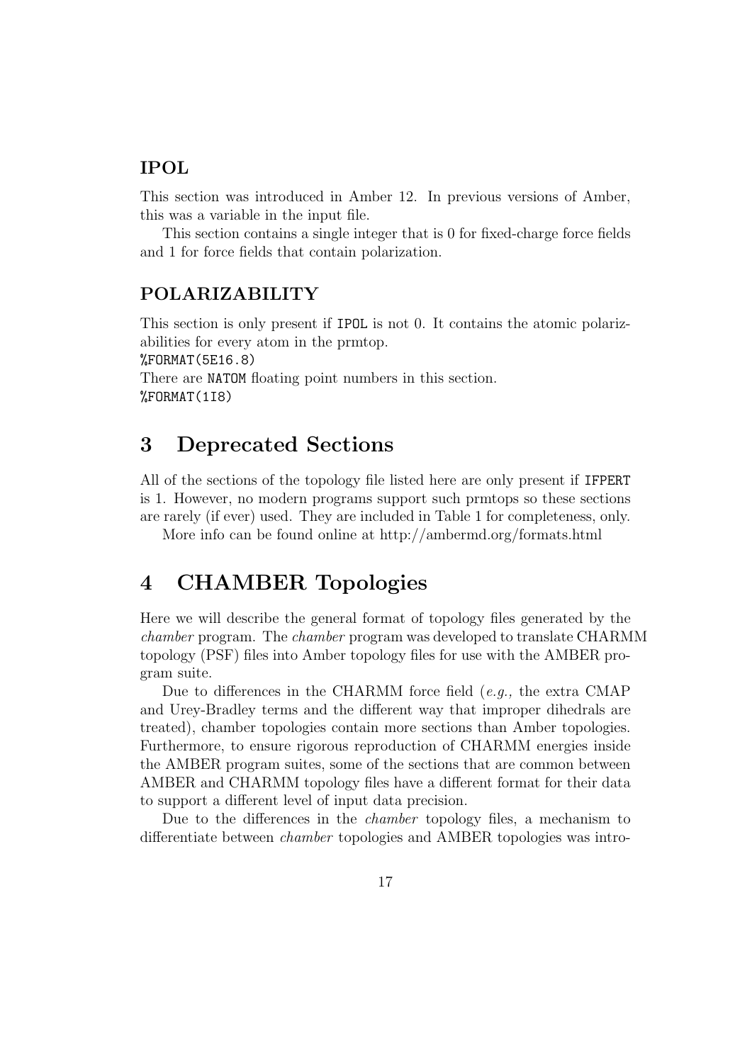### IPOL

This section was introduced in Amber 12. In previous versions of Amber, this was a variable in the input file.

This section contains a single integer that is 0 for fixed-charge force fields and 1 for force fields that contain polarization.

### POLARIZABILITY

This section is only present if `IPOL` is not 0. It contains the atomic polarizabilities for every atom in the prmtop.
`%FORMAT(5E16.8)`
There are `NATOM` floating point numbers in this section.
`%FORMAT(1I8)`

## 3 Deprecated Sections

All of the sections of the topology file listed here are only present if `IFPERT` is 1. However, no modern programs support such prmtops so these sections are rarely (if ever) used. They are included in Table 1 for completeness, only.

More info can be found online at http://ambermd.org/formats.html

## 4 CHAMBER Topologies

Here we will describe the general format of topology files generated by the *chamber* program. The *chamber* program was developed to translate CHARMM topology (PSF) files into Amber topology files for use with the AMBER program suite.

Due to differences in the CHARMM force field (*e.g.,* the extra CMAP and Urey-Bradley terms and the different way that improper dihedrals are treated), chamber topologies contain more sections than Amber topologies. Furthermore, to ensure rigorous reproduction of CHARMM energies inside the AMBER program suites, some of the sections that are common between AMBER and CHARMM topology files have a different format for their data to support a different level of input data precision.

Due to the differences in the *chamber* topology files, a mechanism to differentiate between *chamber* topologies and AMBER topologies was intro-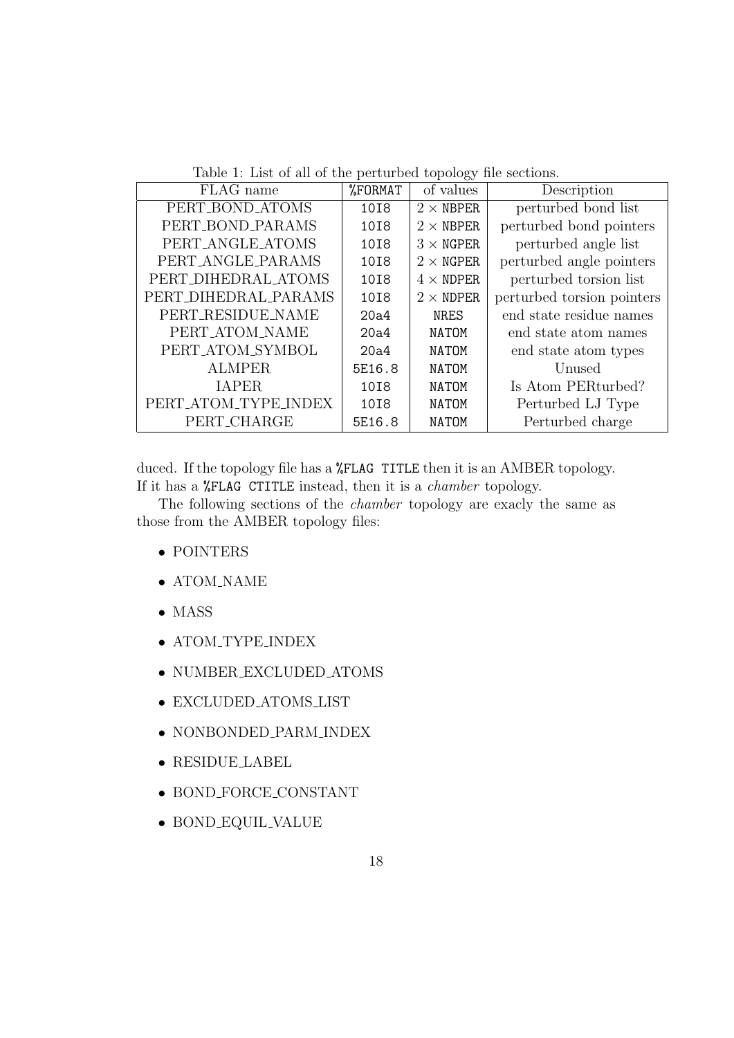Table 1: List of all of the perturbed topology file sections.

| FLAG name | %FORMAT | of values | Description |
|---|---|---|---|
| PERT_BOND_ATOMS | 10I8 | $2 \times$ NBPER | perturbed bond list |
| PERT_BOND_PARAMS | 10I8 | $2 \times$ NBPER | perturbed bond pointers |
| PERT_ANGLE_ATOMS | 10I8 | $3 \times$ NGPER | perturbed angle list |
| PERT_ANGLE_PARAMS | 10I8 | $2 \times$ NGPER | perturbed angle pointers |
| PERT_DIHEDRAL_ATOMS | 10I8 | $4 \times$ NDPER | perturbed torsion list |
| PERT_DIHEDRAL_PARAMS | 10I8 | $2 \times$ NDPER | perturbed torsion pointers |
| PERT_RESIDUE_NAME | 20a4 | NRES | end state residue names |
| PERT_ATOM_NAME | 20a4 | NATOM | end state atom names |
| PERT_ATOM_SYMBOL | 20a4 | NATOM | end state atom types |
| ALMPER | 5E16.8 | NATOM | Unused |
| IAPER | 10I8 | NATOM | Is Atom PERturbed? |
| PERT_ATOM_TYPE_INDEX | 10I8 | NATOM | Perturbed LJ Type |
| PERT_CHARGE | 5E16.8 | NATOM | Perturbed charge |

duced. If the topology file has a `%FLAG TITLE` then it is an AMBER topology. If it has a `%FLAG CTITLE` instead, then it is a *chamber* topology.

The following sections of the *chamber* topology are exacly the same as those from the AMBER topology files:

- POINTERS
- ATOM_NAME
- MASS
- ATOM_TYPE_INDEX
- NUMBER_EXCLUDED_ATOMS
- EXCLUDED_ATOMS_LIST
- NONBONDED_PARM_INDEX
- RESIDUE_LABEL
- BOND_FORCE_CONSTANT
- BOND_EQUIL_VALUE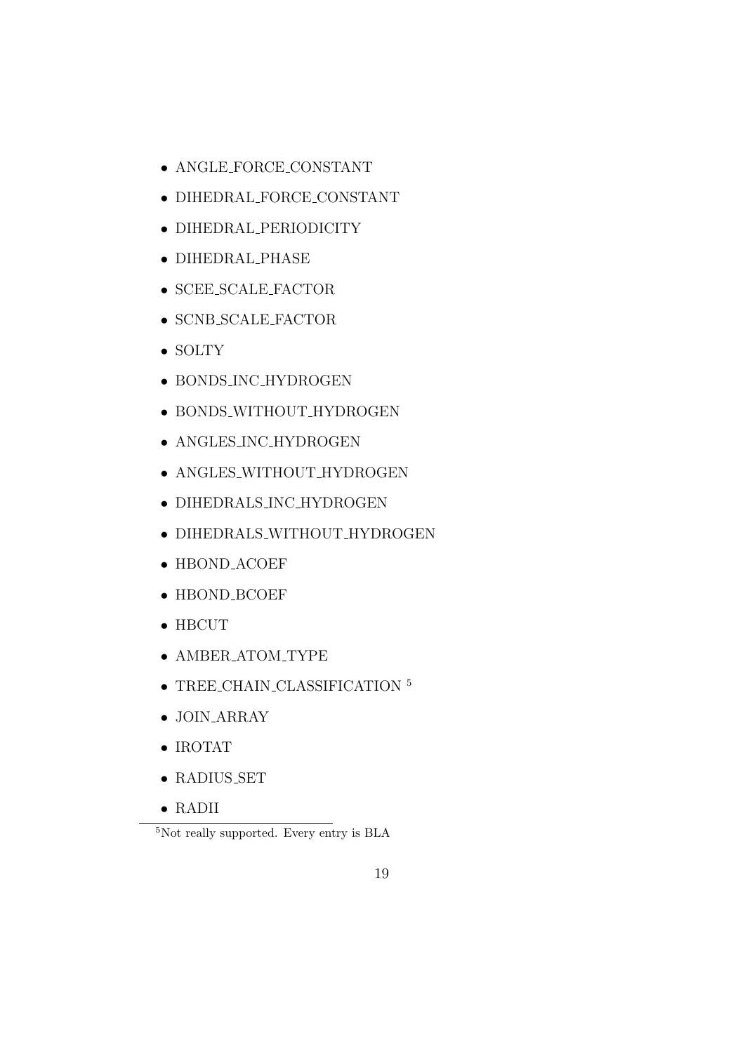- ANGLE_FORCE_CONSTANT
- DIHEDRAL_FORCE_CONSTANT
- DIHEDRAL_PERIODICITY
- DIHEDRAL_PHASE
- SCEE_SCALE_FACTOR
- SCNB_SCALE_FACTOR
- SOLTY
- BONDS_INC_HYDROGEN
- BONDS_WITHOUT_HYDROGEN
- ANGLES_INC_HYDROGEN
- ANGLES_WITHOUT_HYDROGEN
- DIHEDRALS_INC_HYDROGEN
- DIHEDRALS_WITHOUT_HYDROGEN
- HBOND_ACOEF
- HBOND_BCOEF
- HBCUT
- AMBER_ATOM_TYPE
- TREE_CHAIN_CLASSIFICATION [5]
- JOIN_ARRAY
- IROTAT
- RADIUS_SET
- RADII

[5] Not really supported. Every entry is BLA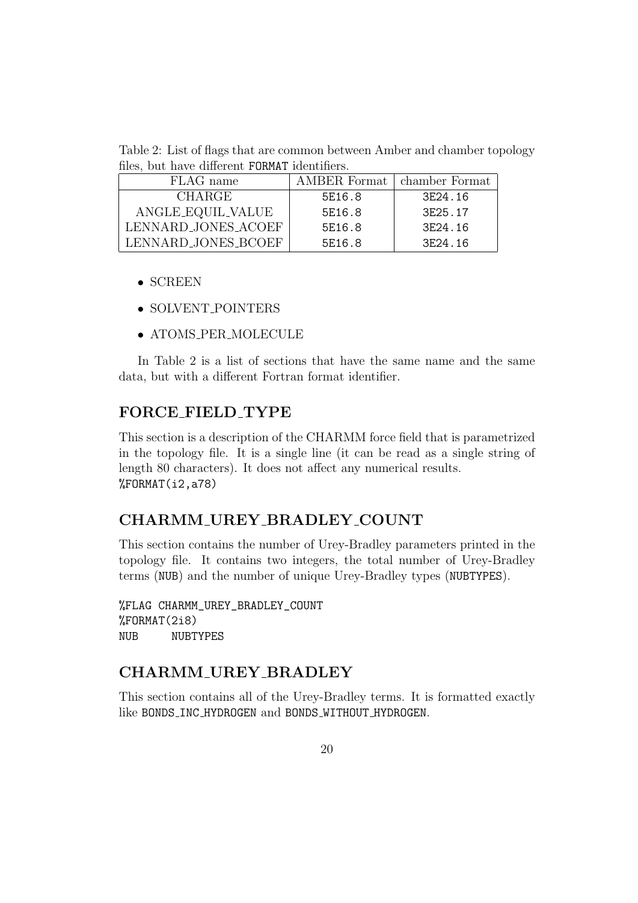Table 2: List of flags that are common between Amber and chamber topology files, but have different `FORMAT` identifiers.

| FLAG name | AMBER Format | chamber Format |
|---|---|---|
| CHARGE | 5E16.8 | 3E24.16 |
| ANGLE_EQUIL_VALUE | 5E16.8 | 3E25.17 |
| LENNARD_JONES_ACOEF | 5E16.8 | 3E24.16 |
| LENNARD_JONES_BCOEF | 5E16.8 | 3E24.16 |

- SCREEN
- SOLVENT_POINTERS
- ATOMS_PER_MOLECULE

In Table 2 is a list of sections that have the same name and the same data, but with a different Fortran format identifier.

## FORCE_FIELD_TYPE

This section is a description of the CHARMM force field that is parametrized in the topology file. It is a single line (it can be read as a single string of length 80 characters). It does not affect any numerical results.
`%FORMAT(i2,a78)`

## CHARMM_UREY_BRADLEY_COUNT

This section contains the number of Urey-Bradley parameters printed in the topology file. It contains two integers, the total number of Urey-Bradley terms (`NUB`) and the number of unique Urey-Bradley types (`NUBTYPES`).

```
%FLAG CHARMM_UREY_BRADLEY_COUNT
%FORMAT(2i8)
NUB      NUBTYPES
```

## CHARMM_UREY_BRADLEY

This section contains all of the Urey-Bradley terms. It is formatted exactly like `BONDS_INC_HYDROGEN` and `BONDS_WITHOUT_HYDROGEN`.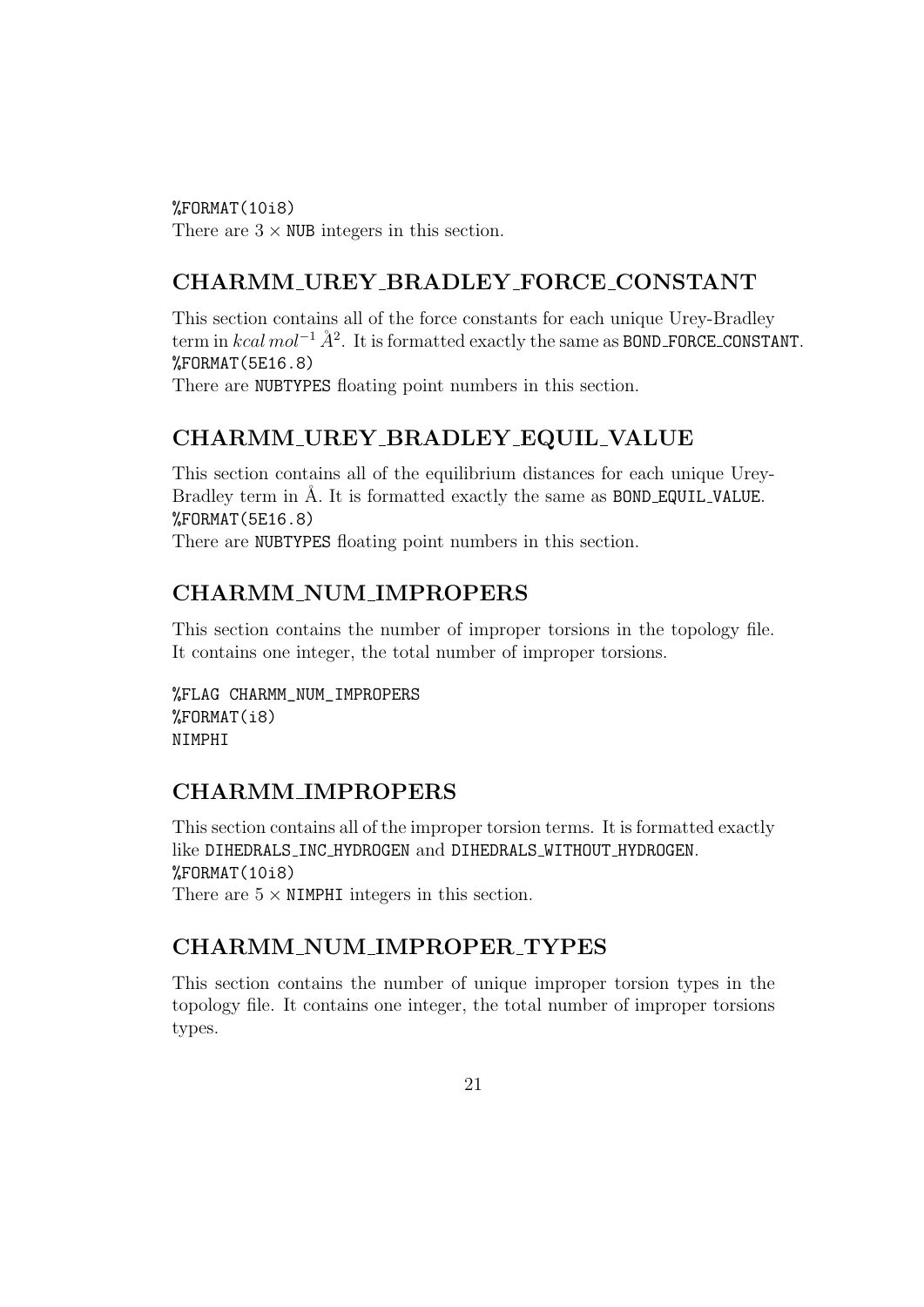%FORMAT(10i8)
There are $3 \times$ NUB integers in this section.

## CHARMM_UREY_BRADLEY_FORCE_CONSTANT

This section contains all of the force constants for each unique Urey-Bradley term in $kcal\,mol^{-1}\,\mathring{A}^2$. It is formatted exactly the same as BOND_FORCE_CONSTANT.
%FORMAT(5E16.8)
There are NUBTYPES floating point numbers in this section.

## CHARMM_UREY_BRADLEY_EQUIL_VALUE

This section contains all of the equilibrium distances for each unique Urey-Bradley term in Å. It is formatted exactly the same as BOND_EQUIL_VALUE.
%FORMAT(5E16.8)
There are NUBTYPES floating point numbers in this section.

## CHARMM_NUM_IMPROPERS

This section contains the number of improper torsions in the topology file. It contains one integer, the total number of improper torsions.

```
%FLAG CHARMM_NUM_IMPROPERS
%FORMAT(i8)
NIMPHI
```

## CHARMM_IMPROPERS

This section contains all of the improper torsion terms. It is formatted exactly like DIHEDRALS_INC_HYDROGEN and DIHEDRALS_WITHOUT_HYDROGEN.
%FORMAT(10i8)
There are $5 \times$ NIMPHI integers in this section.

## CHARMM_NUM_IMPROPER_TYPES

This section contains the number of unique improper torsion types in the topology file. It contains one integer, the total number of improper torsions types.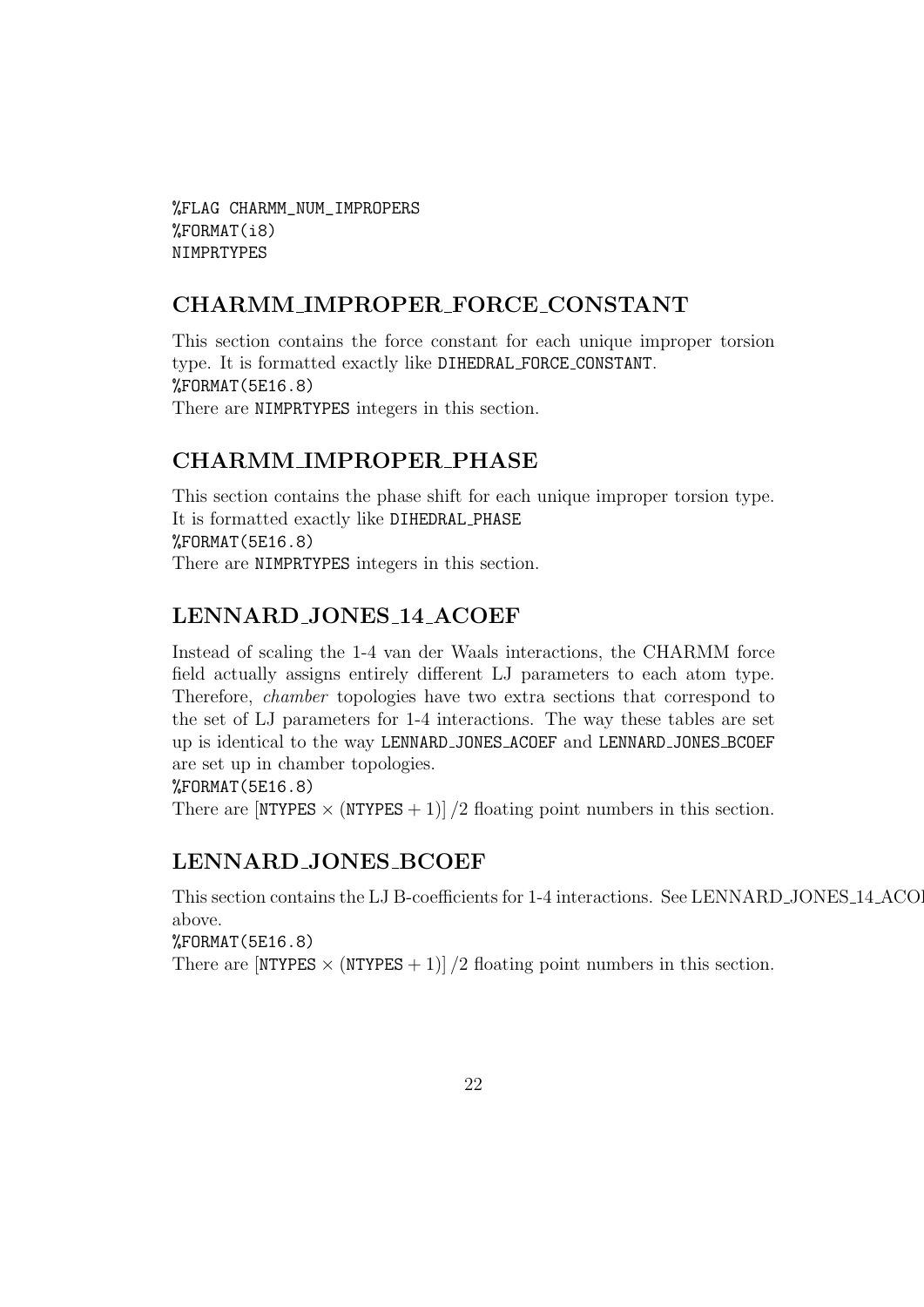```
%FLAG CHARMM_NUM_IMPROPERS
%FORMAT(i8)
NIMPRTYPES
```

## CHARMM_IMPROPER_FORCE_CONSTANT

This section contains the force constant for each unique improper torsion type. It is formatted exactly like `DIHEDRAL_FORCE_CONSTANT`.
`%FORMAT(5E16.8)`
There are `NIMPRTYPES` integers in this section.

## CHARMM_IMPROPER_PHASE

This section contains the phase shift for each unique improper torsion type. It is formatted exactly like `DIHEDRAL_PHASE`
`%FORMAT(5E16.8)`
There are `NIMPRTYPES` integers in this section.

## LENNARD_JONES_14_ACOEF

Instead of scaling the 1-4 van der Waals interactions, the CHARMM force field actually assigns entirely different LJ parameters to each atom type. Therefore, *chamber* topologies have two extra sections that correspond to the set of LJ parameters for 1-4 interactions. The way these tables are set up is identical to the way `LENNARD_JONES_ACOEF` and `LENNARD_JONES_BCOEF` are set up in chamber topologies.
`%FORMAT(5E16.8)`
There are $[\texttt{NTYPES} \times (\texttt{NTYPES}+1)]/2$ floating point numbers in this section.

## LENNARD_JONES_BCOEF

This section contains the LJ B-coefficients for 1-4 interactions. See LENNARD_JONES_14_ACOEF above.
`%FORMAT(5E16.8)`
There are $[\texttt{NTYPES} \times (\texttt{NTYPES}+1)]/2$ floating point numbers in this section.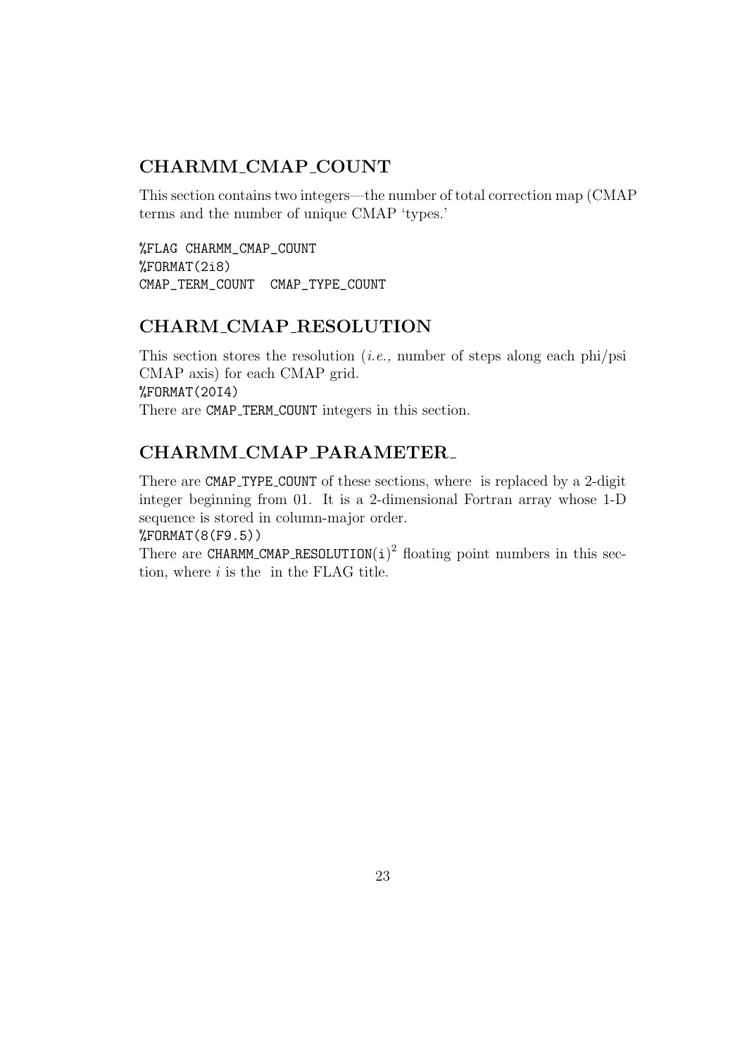## CHARMM_CMAP_COUNT

This section contains two integers—the number of total correction map (CMAP terms and the number of unique CMAP 'types.'

```
%FLAG CHARMM_CMAP_COUNT
%FORMAT(2i8)
CMAP_TERM_COUNT  CMAP_TYPE_COUNT
```

## CHARM_CMAP_RESOLUTION

This section stores the resolution (*i.e.,* number of steps along each phi/psi CMAP axis) for each CMAP grid.
`%FORMAT(20I4)`
There are `CMAP_TERM_COUNT` integers in this section.

## CHARMM_CMAP_PARAMETER_

There are `CMAP_TYPE_COUNT` of these sections, where  is replaced by a 2-digit integer beginning from 01. It is a 2-dimensional Fortran array whose 1-D sequence is stored in column-major order.
`%FORMAT(8(F9.5))`
There are `CHARMM_CMAP_RESOLUTION(i)`$^2$ floating point numbers in this section, where $i$ is the  in the FLAG title.